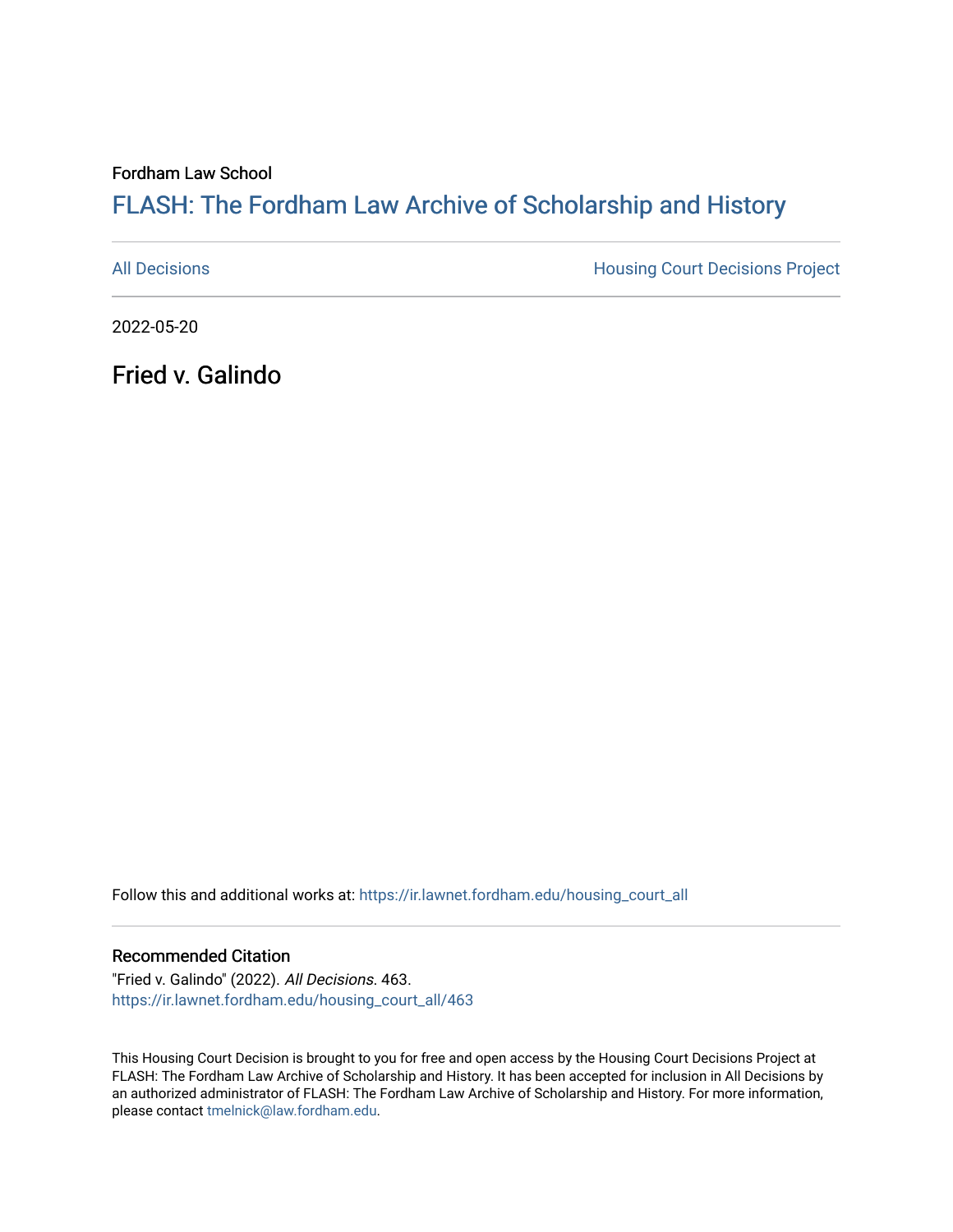Fordham Law School

# FLASH: The Fordham Law Archive of Scholarship and History

All Decisions | Housing Court Decisions Project

2022-05-20

## Fried v. Galindo

Follow this and additional works at: https://ir.lawnet.fordham.edu/housing_court_all

### Recommended Citation

"Fried v. Galindo" (2022). *All Decisions*. 463.
https://ir.lawnet.fordham.edu/housing_court_all/463

This Housing Court Decision is brought to you for free and open access by the Housing Court Decisions Project at FLASH: The Fordham Law Archive of Scholarship and History. It has been accepted for inclusion in All Decisions by an authorized administrator of FLASH: The Fordham Law Archive of Scholarship and History. For more information, please contact tmelnick@law.fordham.edu.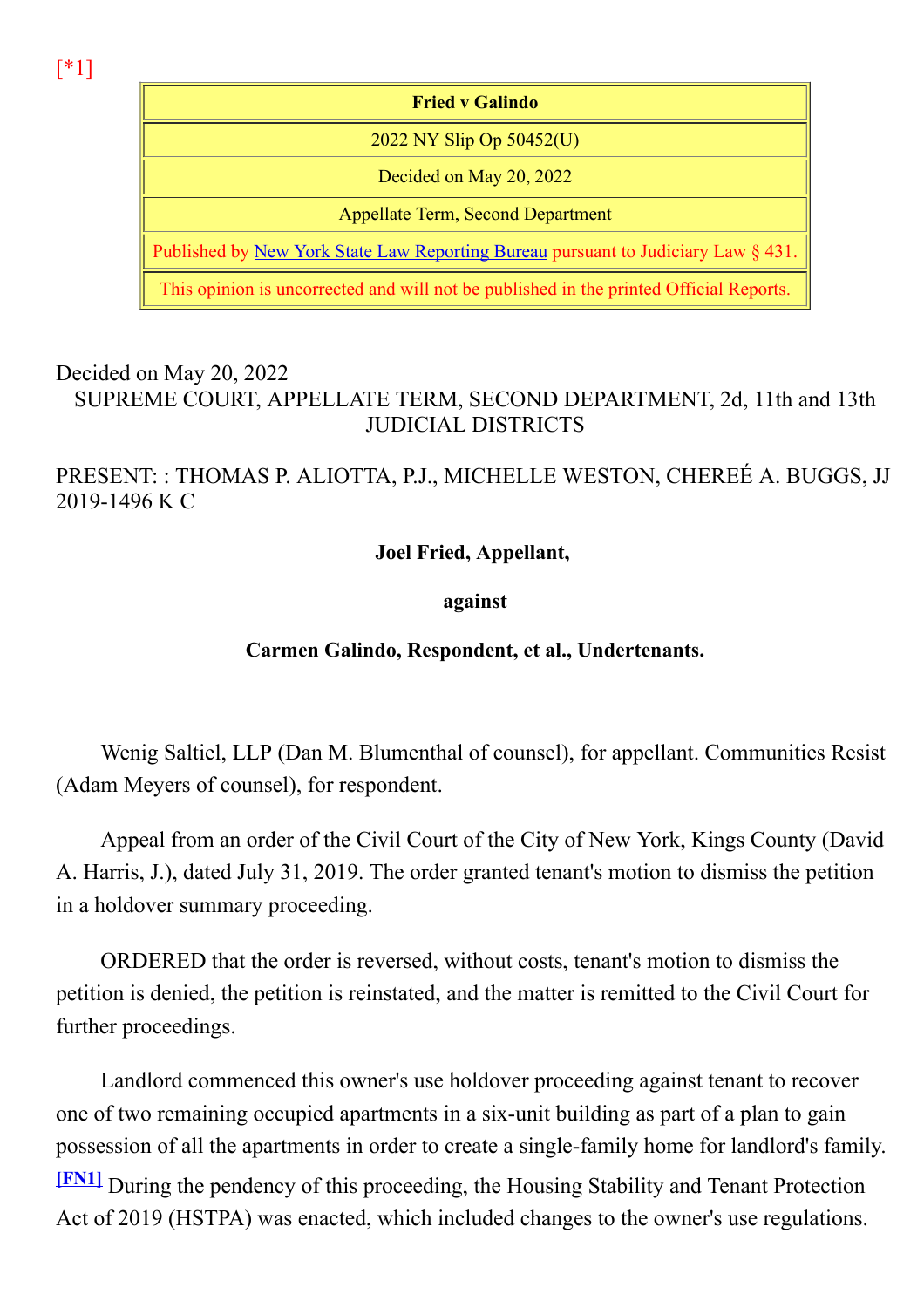[*1]

| Fried v Galindo |
| --- |
| 2022 NY Slip Op 50452(U) |
| Decided on May 20, 2022 |
| Appellate Term, Second Department |
| Published by New York State Law Reporting Bureau pursuant to Judiciary Law § 431. |
| This opinion is uncorrected and will not be published in the printed Official Reports. |

Decided on May 20, 2022

SUPREME COURT, APPELLATE TERM, SECOND DEPARTMENT, 2d, 11th and 13th JUDICIAL DISTRICTS

PRESENT: : THOMAS P. ALIOTTA, P.J., MICHELLE WESTON, CHEREÉ A. BUGGS, JJ
2019-1496 K C

**Joel Fried, Appellant,**

**against**

**Carmen Galindo, Respondent, et al., Undertenants.**

Wenig Saltiel, LLP (Dan M. Blumenthal of counsel), for appellant. Communities Resist (Adam Meyers of counsel), for respondent.

Appeal from an order of the Civil Court of the City of New York, Kings County (David A. Harris, J.), dated July 31, 2019. The order granted tenant's motion to dismiss the petition in a holdover summary proceeding.

ORDERED that the order is reversed, without costs, tenant's motion to dismiss the petition is denied, the petition is reinstated, and the matter is remitted to the Civil Court for further proceedings.

Landlord commenced this owner's use holdover proceeding against tenant to recover one of two remaining occupied apartments in a six-unit building as part of a plan to gain possession of all the apartments in order to create a single-family home for landlord's family. [FN1] During the pendency of this proceeding, the Housing Stability and Tenant Protection Act of 2019 (HSTPA) was enacted, which included changes to the owner's use regulations.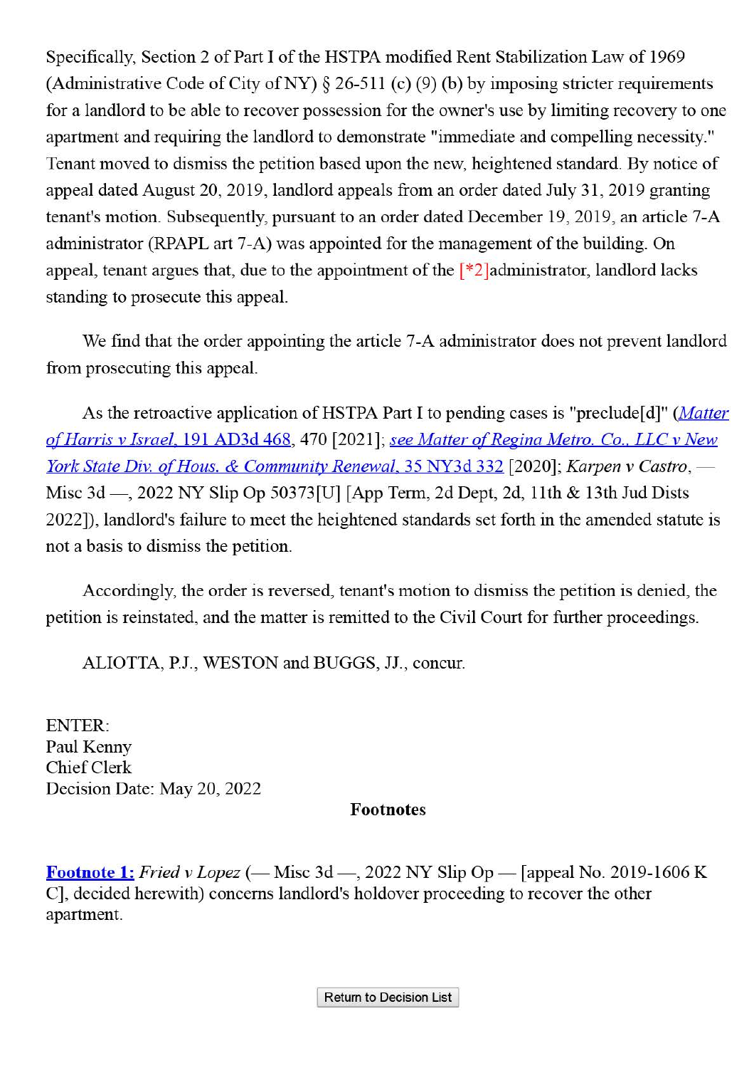Specifically, Section 2 of Part I of the HSTPA modified Rent Stabilization Law of 1969 (Administrative Code of City of NY) § 26-511 (c) (9) (b) by imposing stricter requirements for a landlord to be able to recover possession for the owner's use by limiting recovery to one apartment and requiring the landlord to demonstrate "immediate and compelling necessity." Tenant moved to dismiss the petition based upon the new, heightened standard. By notice of appeal dated August 20, 2019, landlord appeals from an order dated July 31, 2019 granting tenant's motion. Subsequently, pursuant to an order dated December 19, 2019, an article 7-A administrator (RPAPL art 7-A) was appointed for the management of the building. On appeal, tenant argues that, due to the appointment of the [*2]administrator, landlord lacks standing to prosecute this appeal.

We find that the order appointing the article 7-A administrator does not prevent landlord from prosecuting this appeal.

As the retroactive application of HSTPA Part I to pending cases is "preclude[d]" (*Matter of Harris v Israel*, 191 AD3d 468, 470 [2021]; *see Matter of Regina Metro. Co., LLC v New York State Div. of Hous. & Community Renewal*, 35 NY3d 332 [2020]; *Karpen v Castro*, — Misc 3d —, 2022 NY Slip Op 50373[U] [App Term, 2d Dept, 2d, 11th & 13th Jud Dists 2022]), landlord's failure to meet the heightened standards set forth in the amended statute is not a basis to dismiss the petition.

Accordingly, the order is reversed, tenant's motion to dismiss the petition is denied, the petition is reinstated, and the matter is remitted to the Civil Court for further proceedings.

ALIOTTA, P.J., WESTON and BUGGS, JJ., concur.

ENTER:
Paul Kenny
Chief Clerk
Decision Date: May 20, 2022

**Footnotes**

**Footnote 1:** *Fried v Lopez* (— Misc 3d —, 2022 NY Slip Op — [appeal No. 2019-1606 K C], decided herewith) concerns landlord's holdover proceeding to recover the other apartment.

Return to Decision List